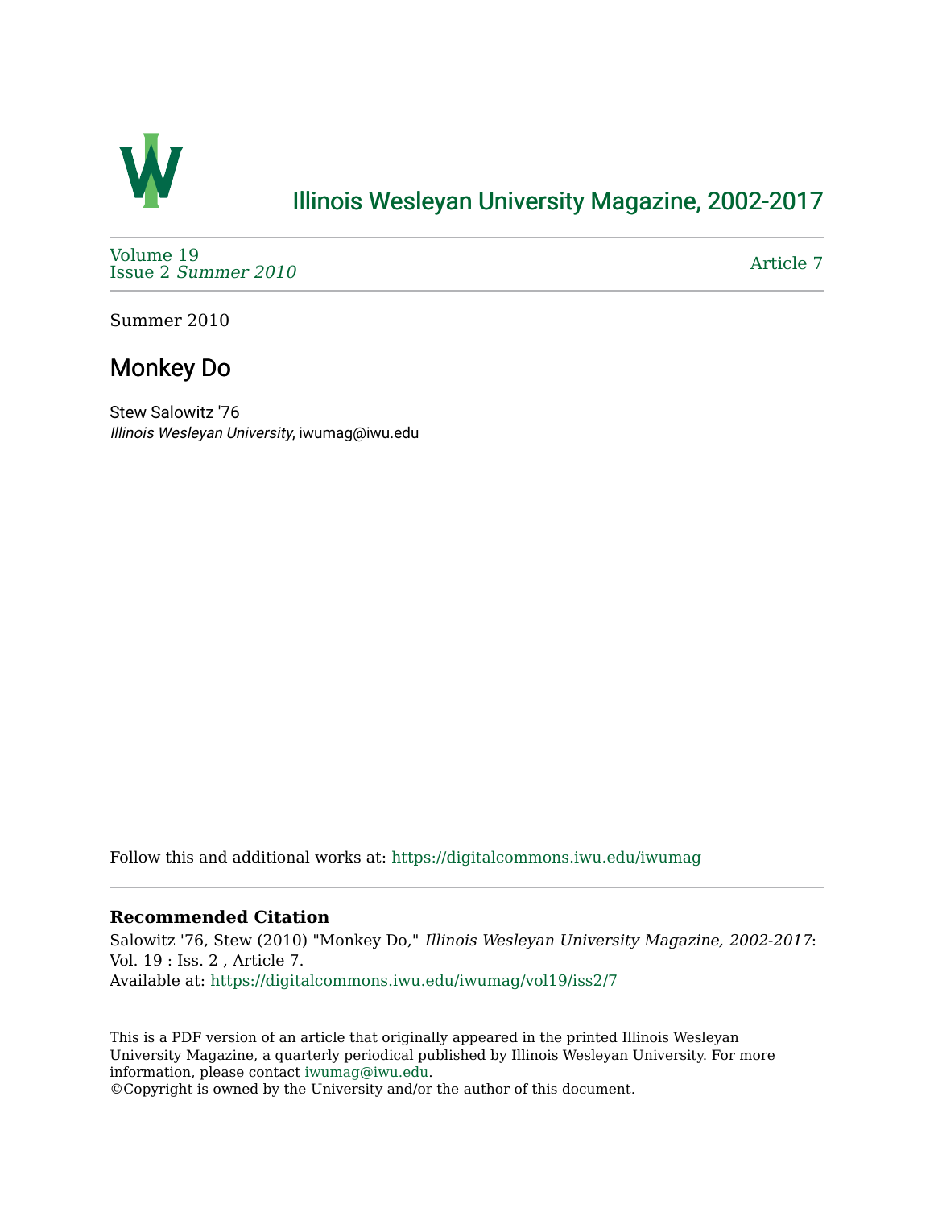# Illinois Wesleyan University Magazine, 2002-2017

Volume 19
Issue 2 *Summer 2010*

Article 7

Summer 2010

## Monkey Do

Stew Salowitz '76
*Illinois Wesleyan University*, iwumag@iwu.edu

Follow this and additional works at: https://digitalcommons.iwu.edu/iwumag

### Recommended Citation

Salowitz '76, Stew (2010) "Monkey Do," *Illinois Wesleyan University Magazine, 2002-2017*: Vol. 19 : Iss. 2 , Article 7.
Available at: https://digitalcommons.iwu.edu/iwumag/vol19/iss2/7

This is a PDF version of an article that originally appeared in the printed Illinois Wesleyan University Magazine, a quarterly periodical published by Illinois Wesleyan University. For more information, please contact iwumag@iwu.edu.
©Copyright is owned by the University and/or the author of this document.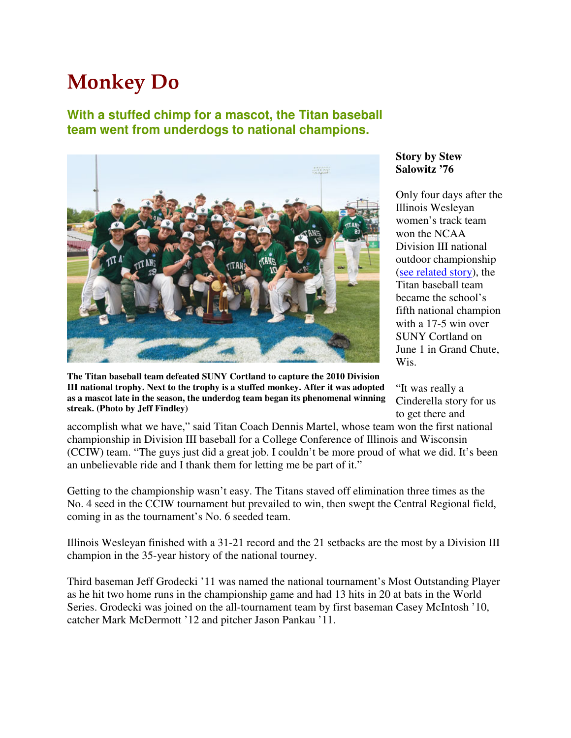# Monkey Do

### With a stuffed chimp for a mascot, the Titan baseball team went from underdogs to national champions.

**Story by Stew Salowitz '76**

The Titan baseball team defeated SUNY Cortland to capture the 2010 Division III national trophy. Next to the trophy is a stuffed monkey. After it was adopted as a mascot late in the season, the underdog team began its phenomenal winning streak. (Photo by Jeff Findley)

Only four days after the Illinois Wesleyan women's track team won the NCAA Division III national outdoor championship (see related story), the Titan baseball team became the school's fifth national champion with a 17-5 win over SUNY Cortland on June 1 in Grand Chute, Wis.

"It was really a Cinderella story for us to get there and accomplish what we have," said Titan Coach Dennis Martel, whose team won the first national championship in Division III baseball for a College Conference of Illinois and Wisconsin (CCIW) team. "The guys just did a great job. I couldn't be more proud of what we did. It's been an unbelievable ride and I thank them for letting me be part of it."

Getting to the championship wasn't easy. The Titans staved off elimination three times as the No. 4 seed in the CCIW tournament but prevailed to win, then swept the Central Regional field, coming in as the tournament's No. 6 seeded team.

Illinois Wesleyan finished with a 31-21 record and the 21 setbacks are the most by a Division III champion in the 35-year history of the national tourney.

Third baseman Jeff Grodecki '11 was named the national tournament's Most Outstanding Player as he hit two home runs in the championship game and had 13 hits in 20 at bats in the World Series. Grodecki was joined on the all-tournament team by first baseman Casey McIntosh '10, catcher Mark McDermott '12 and pitcher Jason Pankau '11.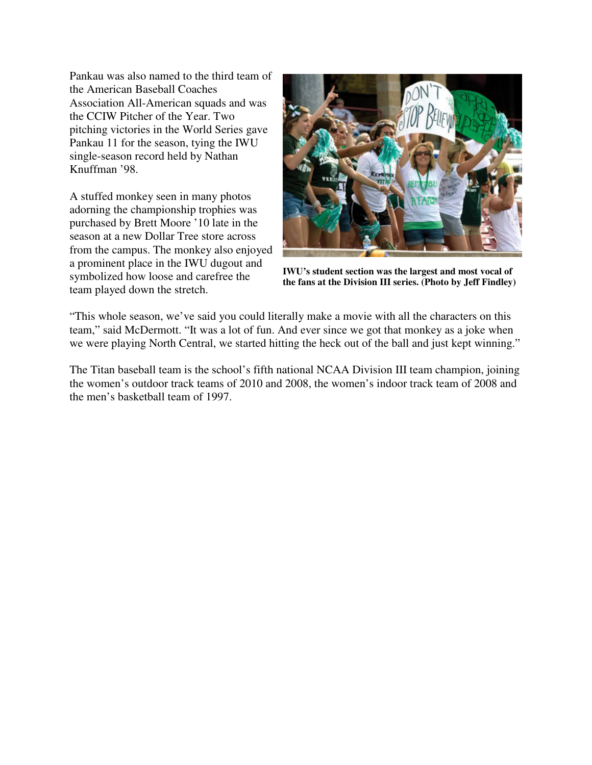Pankau was also named to the third team of the American Baseball Coaches Association All-American squads and was the CCIW Pitcher of the Year. Two pitching victories in the World Series gave Pankau 11 for the season, tying the IWU single-season record held by Nathan Knuffman '98.

A stuffed monkey seen in many photos adorning the championship trophies was purchased by Brett Moore '10 late in the season at a new Dollar Tree store across from the campus. The monkey also enjoyed a prominent place in the IWU dugout and symbolized how loose and carefree the team played down the stretch.

**IWU's student section was the largest and most vocal of the fans at the Division III series. (Photo by Jeff Findley)**

"This whole season, we've said you could literally make a movie with all the characters on this team," said McDermott. "It was a lot of fun. And ever since we got that monkey as a joke when we were playing North Central, we started hitting the heck out of the ball and just kept winning."

The Titan baseball team is the school's fifth national NCAA Division III team champion, joining the women's outdoor track teams of 2010 and 2008, the women's indoor track team of 2008 and the men's basketball team of 1997.